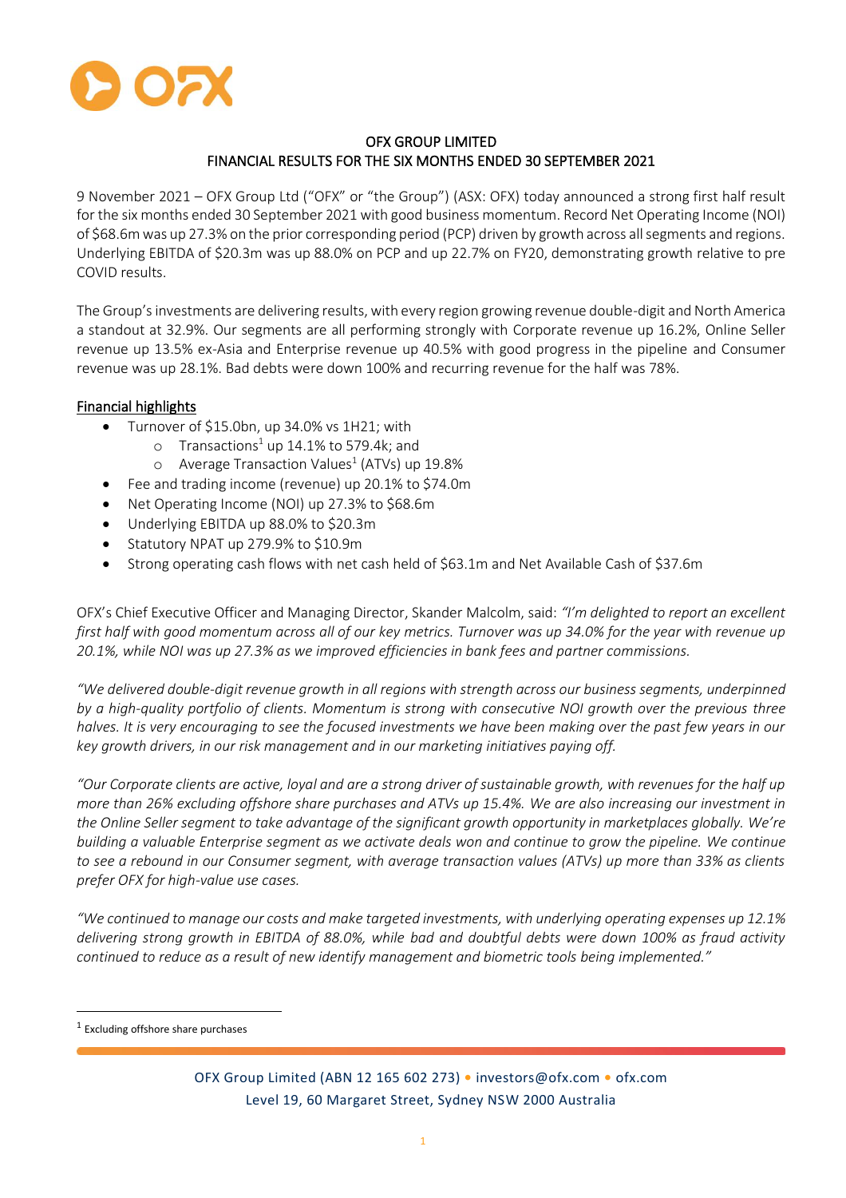# OFX GROUP LIMITED
## FINANCIAL RESULTS FOR THE SIX MONTHS ENDED 30 SEPTEMBER 2021

9 November 2021 – OFX Group Ltd ("OFX" or "the Group") (ASX: OFX) today announced a strong first half result for the six months ended 30 September 2021 with good business momentum. Record Net Operating Income (NOI) of $68.6m was up 27.3% on the prior corresponding period (PCP) driven by growth across all segments and regions. Underlying EBITDA of $20.3m was up 88.0% on PCP and up 22.7% on FY20, demonstrating growth relative to pre COVID results.

The Group's investments are delivering results, with every region growing revenue double-digit and North America a standout at 32.9%. Our segments are all performing strongly with Corporate revenue up 16.2%, Online Seller revenue up 13.5% ex-Asia and Enterprise revenue up 40.5% with good progress in the pipeline and Consumer revenue was up 28.1%. Bad debts were down 100% and recurring revenue for the half was 78%.

### Financial highlights

- Turnover of $15.0bn, up 34.0% vs 1H21; with
  - Transactions[1] up 14.1% to 579.4k; and
  - Average Transaction Values[1] (ATVs) up 19.8%
- Fee and trading income (revenue) up 20.1% to $74.0m
- Net Operating Income (NOI) up 27.3% to $68.6m
- Underlying EBITDA up 88.0% to $20.3m
- Statutory NPAT up 279.9% to $10.9m
- Strong operating cash flows with net cash held of $63.1m and Net Available Cash of $37.6m

OFX's Chief Executive Officer and Managing Director, Skander Malcolm, said: *"I'm delighted to report an excellent first half with good momentum across all of our key metrics. Turnover was up 34.0% for the year with revenue up 20.1%, while NOI was up 27.3% as we improved efficiencies in bank fees and partner commissions.*

*"We delivered double-digit revenue growth in all regions with strength across our business segments, underpinned by a high-quality portfolio of clients. Momentum is strong with consecutive NOI growth over the previous three halves. It is very encouraging to see the focused investments we have been making over the past few years in our key growth drivers, in our risk management and in our marketing initiatives paying off.*

*"Our Corporate clients are active, loyal and are a strong driver of sustainable growth, with revenues for the half up more than 26% excluding offshore share purchases and ATVs up 15.4%. We are also increasing our investment in the Online Seller segment to take advantage of the significant growth opportunity in marketplaces globally. We're building a valuable Enterprise segment as we activate deals won and continue to grow the pipeline. We continue to see a rebound in our Consumer segment, with average transaction values (ATVs) up more than 33% as clients prefer OFX for high-value use cases.*

*"We continued to manage our costs and make targeted investments, with underlying operating expenses up 12.1% delivering strong growth in EBITDA of 88.0%, while bad and doubtful debts were down 100% as fraud activity continued to reduce as a result of new identify management and biometric tools being implemented."*

[1] Excluding offshore share purchases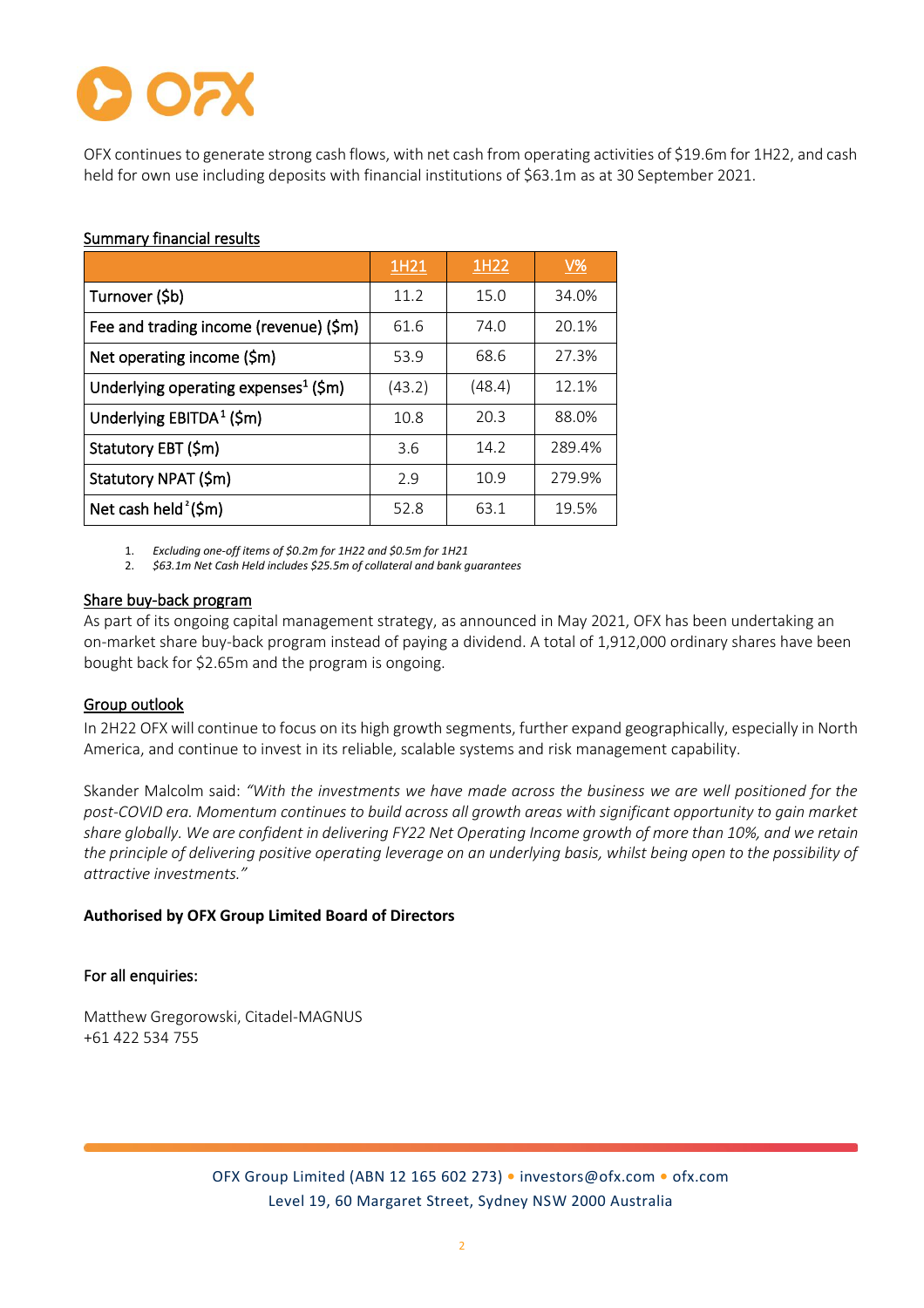OFX continues to generate strong cash flows, with net cash from operating activities of $19.6m for 1H22, and cash held for own use including deposits with financial institutions of $63.1m as at 30 September 2021.

### Summary financial results

| | 1H21 | 1H22 | V% |
|---|---|---|---|
| Turnover ($b) | 11.2 | 15.0 | 34.0% |
| Fee and trading income (revenue) ($m) | 61.6 | 74.0 | 20.1% |
| Net operating income ($m) | 53.9 | 68.6 | 27.3% |
| Underlying operating expenses[1] ($m) | (43.2) | (48.4) | 12.1% |
| Underlying EBITDA[1] ($m) | 10.8 | 20.3 | 88.0% |
| Statutory EBT ($m) | 3.6 | 14.2 | 289.4% |
| Statutory NPAT ($m) | 2.9 | 10.9 | 279.9% |
| Net cash held[2] ($m) | 52.8 | 63.1 | 19.5% |

1. *Excluding one-off items of $0.2m for 1H22 and $0.5m for 1H21*
2. *$63.1m Net Cash Held includes $25.5m of collateral and bank guarantees*

### Share buy-back program

As part of its ongoing capital management strategy, as announced in May 2021, OFX has been undertaking an on-market share buy-back program instead of paying a dividend. A total of 1,912,000 ordinary shares have been bought back for $2.65m and the program is ongoing.

### Group outlook

In 2H22 OFX will continue to focus on its high growth segments, further expand geographically, especially in North America, and continue to invest in its reliable, scalable systems and risk management capability.

Skander Malcolm said: *"With the investments we have made across the business we are well positioned for the post-COVID era. Momentum continues to build across all growth areas with significant opportunity to gain market share globally. We are confident in delivering FY22 Net Operating Income growth of more than 10%, and we retain the principle of delivering positive operating leverage on an underlying basis, whilst being open to the possibility of attractive investments."*

**Authorised by OFX Group Limited Board of Directors**

For all enquiries:

Matthew Gregorowski, Citadel-MAGNUS
+61 422 534 755

OFX Group Limited (ABN 12 165 602 273) • investors@ofx.com • ofx.com
Level 19, 60 Margaret Street, Sydney NSW 2000 Australia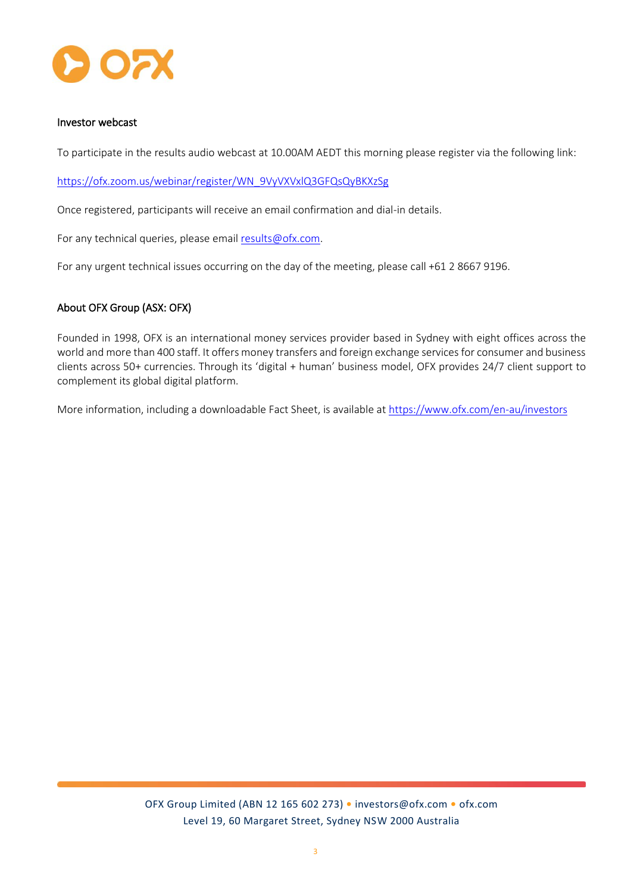## Investor webcast

To participate in the results audio webcast at 10.00AM AEDT this morning please register via the following link:

https://ofx.zoom.us/webinar/register/WN_9VyVXVxlQ3GFQsQyBKXzSg

Once registered, participants will receive an email confirmation and dial-in details.

For any technical queries, please email results@ofx.com.

For any urgent technical issues occurring on the day of the meeting, please call +61 2 8667 9196.

## About OFX Group (ASX: OFX)

Founded in 1998, OFX is an international money services provider based in Sydney with eight offices across the world and more than 400 staff. It offers money transfers and foreign exchange services for consumer and business clients across 50+ currencies. Through its 'digital + human' business model, OFX provides 24/7 client support to complement its global digital platform.

More information, including a downloadable Fact Sheet, is available at https://www.ofx.com/en-au/investors

OFX Group Limited (ABN 12 165 602 273) • investors@ofx.com • ofx.com
Level 19, 60 Margaret Street, Sydney NSW 2000 Australia